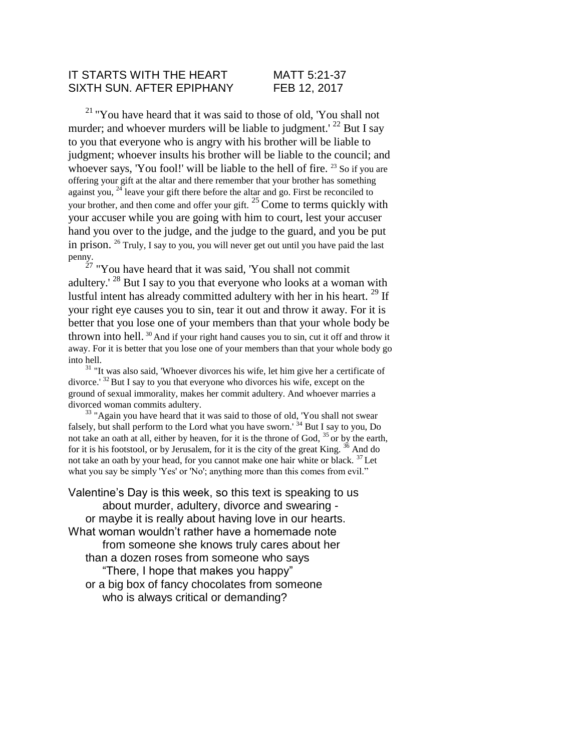IT STARTS WITH THE HEART MATT 5:21-37
SIXTH SUN. AFTER EPIPHANY FEB 12, 2017

[21] "You have heard that it was said to those of old, 'You shall not murder; and whoever murders will be liable to judgment.' [22] But I say to you that everyone who is angry with his brother will be liable to judgment; whoever insults his brother will be liable to the council; and whoever says, 'You fool!' will be liable to the hell of fire. [23] So if you are offering your gift at the altar and there remember that your brother has something against you, [24] leave your gift there before the altar and go. First be reconciled to your brother, and then come and offer your gift. [25] Come to terms quickly with your accuser while you are going with him to court, lest your accuser hand you over to the judge, and the judge to the guard, and you be put in prison. [26] Truly, I say to you, you will never get out until you have paid the last penny.

[27] "You have heard that it was said, 'You shall not commit adultery.' [28] But I say to you that everyone who looks at a woman with lustful intent has already committed adultery with her in his heart. [29] If your right eye causes you to sin, tear it out and throw it away. For it is better that you lose one of your members than that your whole body be thrown into hell. [30] And if your right hand causes you to sin, cut it off and throw it away. For it is better that you lose one of your members than that your whole body go into hell.

[31] "It was also said, 'Whoever divorces his wife, let him give her a certificate of divorce.' [32] But I say to you that everyone who divorces his wife, except on the ground of sexual immorality, makes her commit adultery. And whoever marries a divorced woman commits adultery.

[33] "Again you have heard that it was said to those of old, 'You shall not swear falsely, but shall perform to the Lord what you have sworn.' [34] But I say to you, Do not take an oath at all, either by heaven, for it is the throne of God, [35] or by the earth, for it is his footstool, or by Jerusalem, for it is the city of the great King. [36] And do not take an oath by your head, for you cannot make one hair white or black. [37] Let what you say be simply 'Yes' or 'No'; anything more than this comes from evil."

Valentine's Day is this week, so this text is speaking to us
about murder, adultery, divorce and swearing -
or maybe it is really about having love in our hearts.
What woman wouldn't rather have a homemade note
from someone she knows truly cares about her
than a dozen roses from someone who says
"There, I hope that makes you happy"
or a big box of fancy chocolates from someone
who is always critical or demanding?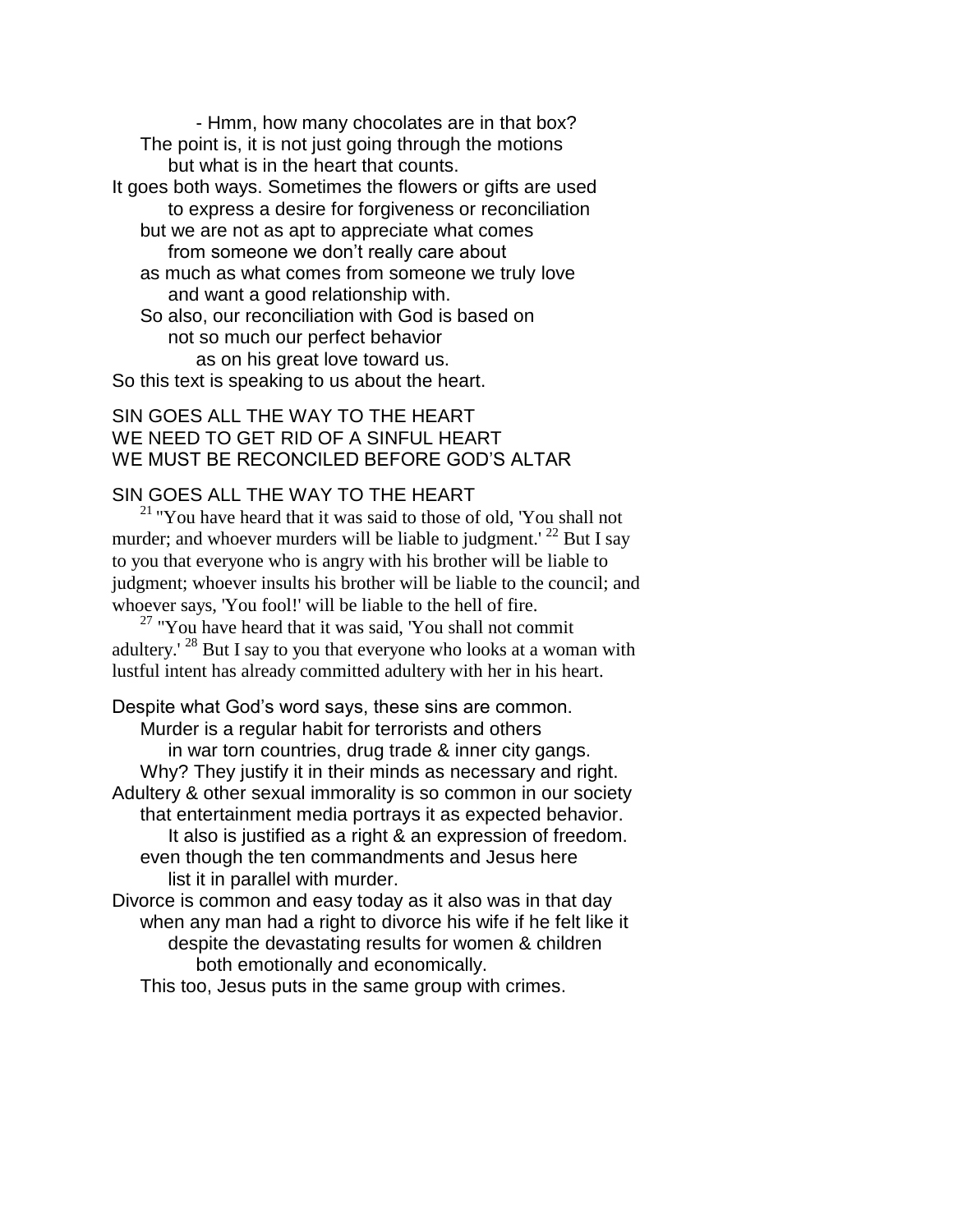- Hmm, how many chocolates are in that box?

The point is, it is not just going through the motions
but what is in the heart that counts.

It goes both ways. Sometimes the flowers or gifts are used
to express a desire for forgiveness or reconciliation
but we are not as apt to appreciate what comes
from someone we don't really care about
as much as what comes from someone we truly love
and want a good relationship with.
So also, our reconciliation with God is based on
not so much our perfect behavior
as on his great love toward us.

So this text is speaking to us about the heart.

SIN GOES ALL THE WAY TO THE HEART
WE NEED TO GET RID OF A SINFUL HEART
WE MUST BE RECONCILED BEFORE GOD'S ALTAR

## SIN GOES ALL THE WAY TO THE HEART

[21] "You have heard that it was said to those of old, 'You shall not murder; and whoever murders will be liable to judgment.' [22] But I say to you that everyone who is angry with his brother will be liable to judgment; whoever insults his brother will be liable to the council; and whoever says, 'You fool!' will be liable to the hell of fire.

[27] "You have heard that it was said, 'You shall not commit adultery.' [28] But I say to you that everyone who looks at a woman with lustful intent has already committed adultery with her in his heart.

Despite what God's word says, these sins are common.
Murder is a regular habit for terrorists and others
in war torn countries, drug trade & inner city gangs.
Why? They justify it in their minds as necessary and right.

Adultery & other sexual immorality is so common in our society
that entertainment media portrays it as expected behavior.
It also is justified as a right & an expression of freedom.
even though the ten commandments and Jesus here
list it in parallel with murder.

Divorce is common and easy today as it also was in that day
when any man had a right to divorce his wife if he felt like it
despite the devastating results for women & children
both emotionally and economically.
This too, Jesus puts in the same group with crimes.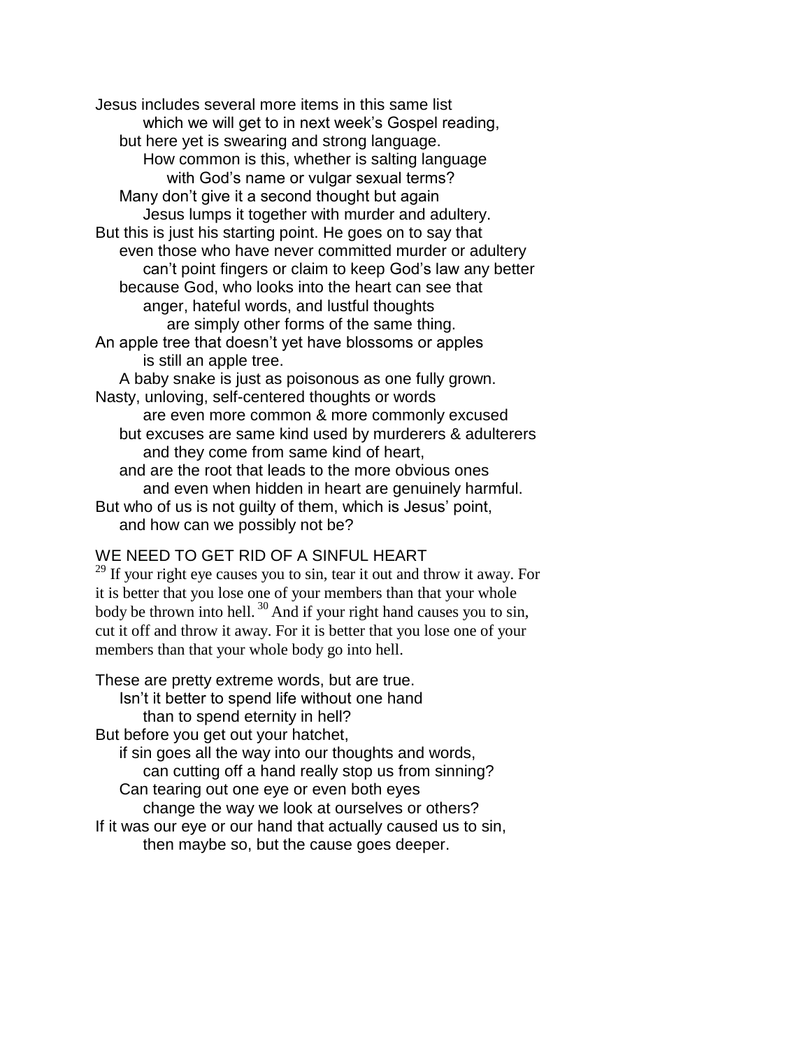Jesus includes several more items in this same list
which we will get to in next week's Gospel reading,
but here yet is swearing and strong language.
How common is this, whether is salting language
with God's name or vulgar sexual terms?
Many don't give it a second thought but again
Jesus lumps it together with murder and adultery.
But this is just his starting point. He goes on to say that
even those who have never committed murder or adultery
can't point fingers or claim to keep God's law any better
because God, who looks into the heart can see that
anger, hateful words, and lustful thoughts
are simply other forms of the same thing.
An apple tree that doesn't yet have blossoms or apples
is still an apple tree.
A baby snake is just as poisonous as one fully grown.
Nasty, unloving, self-centered thoughts or words
are even more common & more commonly excused
but excuses are same kind used by murderers & adulterers
and they come from same kind of heart,
and are the root that leads to the more obvious ones
and even when hidden in heart are genuinely harmful.
But who of us is not guilty of them, which is Jesus' point,
and how can we possibly not be?

WE NEED TO GET RID OF A SINFUL HEART

[29] If your right eye causes you to sin, tear it out and throw it away. For it is better that you lose one of your members than that your whole body be thrown into hell. [30] And if your right hand causes you to sin, cut it off and throw it away. For it is better that you lose one of your members than that your whole body go into hell.

These are pretty extreme words, but are true.
Isn't it better to spend life without one hand
than to spend eternity in hell?
But before you get out your hatchet,
if sin goes all the way into our thoughts and words,
can cutting off a hand really stop us from sinning?
Can tearing out one eye or even both eyes
change the way we look at ourselves or others?
If it was our eye or our hand that actually caused us to sin,
then maybe so, but the cause goes deeper.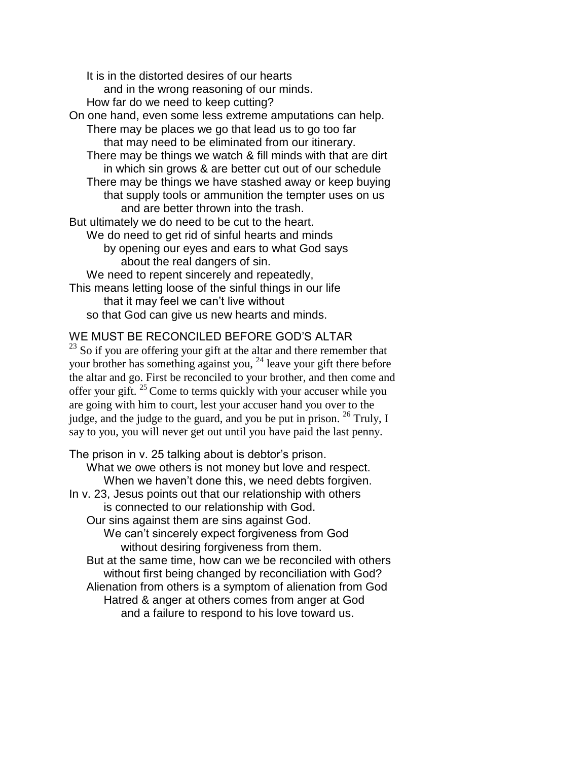It is in the distorted desires of our hearts
and in the wrong reasoning of our minds.
How far do we need to keep cutting?
On one hand, even some less extreme amputations can help.
There may be places we go that lead us to go too far
that may need to be eliminated from our itinerary.
There may be things we watch & fill minds with that are dirt
in which sin grows & are better cut out of our schedule
There may be things we have stashed away or keep buying
that supply tools or ammunition the tempter uses on us
and are better thrown into the trash.
But ultimately we do need to be cut to the heart.
We do need to get rid of sinful hearts and minds
by opening our eyes and ears to what God says
about the real dangers of sin.
We need to repent sincerely and repeatedly,
This means letting loose of the sinful things in our life
that it may feel we can't live without
so that God can give us new hearts and minds.

## WE MUST BE RECONCILED BEFORE GOD'S ALTAR

[23] So if you are offering your gift at the altar and there remember that your brother has something against you, [24] leave your gift there before the altar and go. First be reconciled to your brother, and then come and offer your gift. [25] Come to terms quickly with your accuser while you are going with him to court, lest your accuser hand you over to the judge, and the judge to the guard, and you be put in prison. [26] Truly, I say to you, you will never get out until you have paid the last penny.

The prison in v. 25 talking about is debtor's prison.
What we owe others is not money but love and respect.
When we haven't done this, we need debts forgiven.
In v. 23, Jesus points out that our relationship with others
is connected to our relationship with God.
Our sins against them are sins against God.
We can't sincerely expect forgiveness from God
without desiring forgiveness from them.
But at the same time, how can we be reconciled with others
without first being changed by reconciliation with God?
Alienation from others is a symptom of alienation from God
Hatred & anger at others comes from anger at God
and a failure to respond to his love toward us.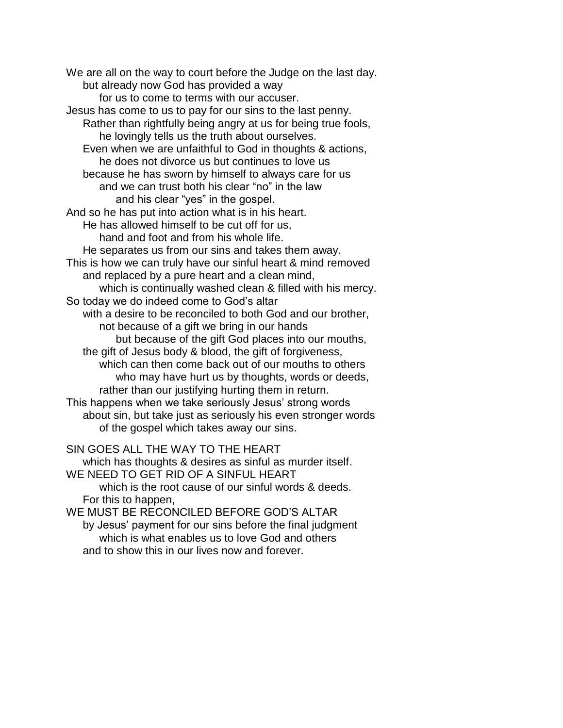We are all on the way to court before the Judge on the last day.
but already now God has provided a way
for us to come to terms with our accuser.
Jesus has come to us to pay for our sins to the last penny.
Rather than rightfully being angry at us for being true fools,
he lovingly tells us the truth about ourselves.
Even when we are unfaithful to God in thoughts & actions,
he does not divorce us but continues to love us
because he has sworn by himself to always care for us
and we can trust both his clear "no" in the law
and his clear "yes" in the gospel.
And so he has put into action what is in his heart.
He has allowed himself to be cut off for us,
hand and foot and from his whole life.
He separates us from our sins and takes them away.
This is how we can truly have our sinful heart & mind removed
and replaced by a pure heart and a clean mind,
which is continually washed clean & filled with his mercy.
So today we do indeed come to God's altar
with a desire to be reconciled to both God and our brother,
not because of a gift we bring in our hands
but because of the gift God places into our mouths,
the gift of Jesus body & blood, the gift of forgiveness,
which can then come back out of our mouths to others
who may have hurt us by thoughts, words or deeds,
rather than our justifying hurting them in return.
This happens when we take seriously Jesus' strong words
about sin, but take just as seriously his even stronger words
of the gospel which takes away our sins.

SIN GOES ALL THE WAY TO THE HEART
which has thoughts & desires as sinful as murder itself.
WE NEED TO GET RID OF A SINFUL HEART
which is the root cause of our sinful words & deeds.
For this to happen,
WE MUST BE RECONCILED BEFORE GOD'S ALTAR
by Jesus' payment for our sins before the final judgment
which is what enables us to love God and others
and to show this in our lives now and forever.